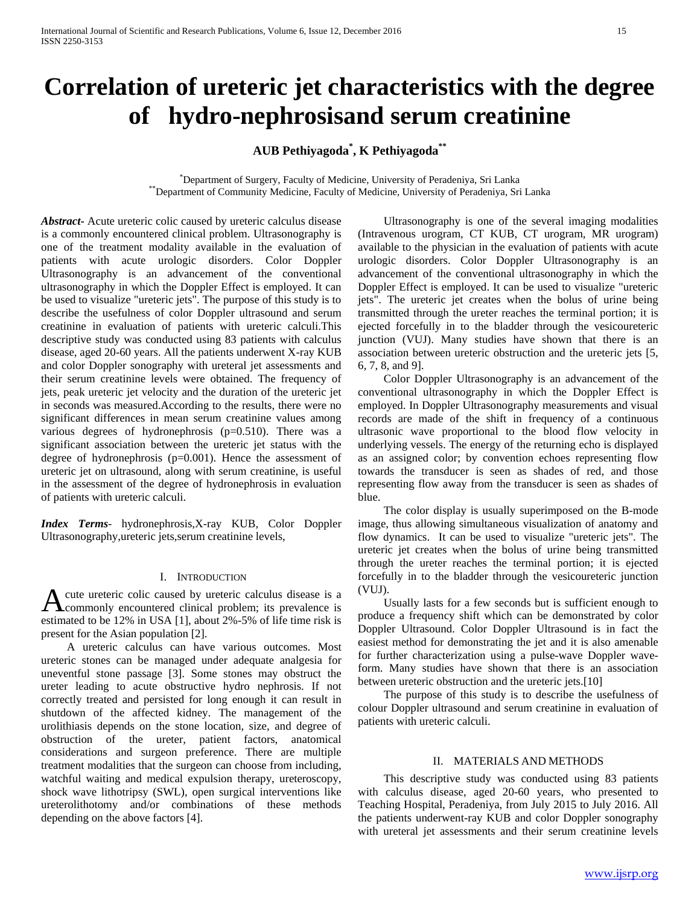# Correlation of ureteric jet characteristics with the degree of hydro-nephrosisand serum creatinine

**AUB Pethiyagoda[*], K Pethiyagoda[**]**

[*]Department of Surgery, Faculty of Medicine, University of Peradeniya, Sri Lanka
[**]Department of Community Medicine, Faculty of Medicine, University of Peradeniya, Sri Lanka

***Abstract-*** Acute ureteric colic caused by ureteric calculus disease is a commonly encountered clinical problem. Ultrasonography is one of the treatment modality available in the evaluation of patients with acute urologic disorders. Color Doppler Ultrasonography is an advancement of the conventional ultrasonography in which the Doppler Effect is employed. It can be used to visualize "ureteric jets". The purpose of this study is to describe the usefulness of color Doppler ultrasound and serum creatinine in evaluation of patients with ureteric calculi.This descriptive study was conducted using 83 patients with calculus disease, aged 20-60 years. All the patients underwent X-ray KUB and color Doppler sonography with ureteral jet assessments and their serum creatinine levels were obtained. The frequency of jets, peak ureteric jet velocity and the duration of the ureteric jet in seconds was measured.According to the results, there were no significant differences in mean serum creatinine values among various degrees of hydronephrosis (p=0.510). There was a significant association between the ureteric jet status with the degree of hydronephrosis (p=0.001). Hence the assessment of ureteric jet on ultrasound, along with serum creatinine, is useful in the assessment of the degree of hydronephrosis in evaluation of patients with ureteric calculi.

***Index Terms-*** hydronephrosis,X-ray KUB, Color Doppler Ultrasonography,ureteric jets,serum creatinine levels,

## I. INTRODUCTION

Acute ureteric colic caused by ureteric calculus disease is a commonly encountered clinical problem; its prevalence is estimated to be 12% in USA [1], about 2%-5% of life time risk is present for the Asian population [2].

A ureteric calculus can have various outcomes. Most ureteric stones can be managed under adequate analgesia for uneventful stone passage [3]. Some stones may obstruct the ureter leading to acute obstructive hydro nephrosis. If not correctly treated and persisted for long enough it can result in shutdown of the affected kidney. The management of the urolithiasis depends on the stone location, size, and degree of obstruction of the ureter, patient factors, anatomical considerations and surgeon preference. There are multiple treatment modalities that the surgeon can choose from including, watchful waiting and medical expulsion therapy, ureteroscopy, shock wave lithotripsy (SWL), open surgical interventions like ureterolithotomy and/or combinations of these methods depending on the above factors [4].

Ultrasonography is one of the several imaging modalities (Intravenous urogram, CT KUB, CT urogram, MR urogram) available to the physician in the evaluation of patients with acute urologic disorders. Color Doppler Ultrasonography is an advancement of the conventional ultrasonography in which the Doppler Effect is employed. It can be used to visualize "ureteric jets". The ureteric jet creates when the bolus of urine being transmitted through the ureter reaches the terminal portion; it is ejected forcefully in to the bladder through the vesicoureteric junction (VUJ). Many studies have shown that there is an association between ureteric obstruction and the ureteric jets [5, 6, 7, 8, and 9].

Color Doppler Ultrasonography is an advancement of the conventional ultrasonography in which the Doppler Effect is employed. In Doppler Ultrasonography measurements and visual records are made of the shift in frequency of a continuous ultrasonic wave proportional to the blood flow velocity in underlying vessels. The energy of the returning echo is displayed as an assigned color; by convention echoes representing flow towards the transducer is seen as shades of red, and those representing flow away from the transducer is seen as shades of blue.

The color display is usually superimposed on the B-mode image, thus allowing simultaneous visualization of anatomy and flow dynamics. It can be used to visualize "ureteric jets". The ureteric jet creates when the bolus of urine being transmitted through the ureter reaches the terminal portion; it is ejected forcefully in to the bladder through the vesicoureteric junction (VUJ).

Usually lasts for a few seconds but is sufficient enough to produce a frequency shift which can be demonstrated by color Doppler Ultrasound. Color Doppler Ultrasound is in fact the easiest method for demonstrating the jet and it is also amenable for further characterization using a pulse-wave Doppler wave-form. Many studies have shown that there is an association between ureteric obstruction and the ureteric jets.[10]

The purpose of this study is to describe the usefulness of colour Doppler ultrasound and serum creatinine in evaluation of patients with ureteric calculi.

## II. MATERIALS AND METHODS

This descriptive study was conducted using 83 patients with calculus disease, aged 20-60 years, who presented to Teaching Hospital, Peradeniya, from July 2015 to July 2016. All the patients underwent-ray KUB and color Doppler sonography with ureteral jet assessments and their serum creatinine levels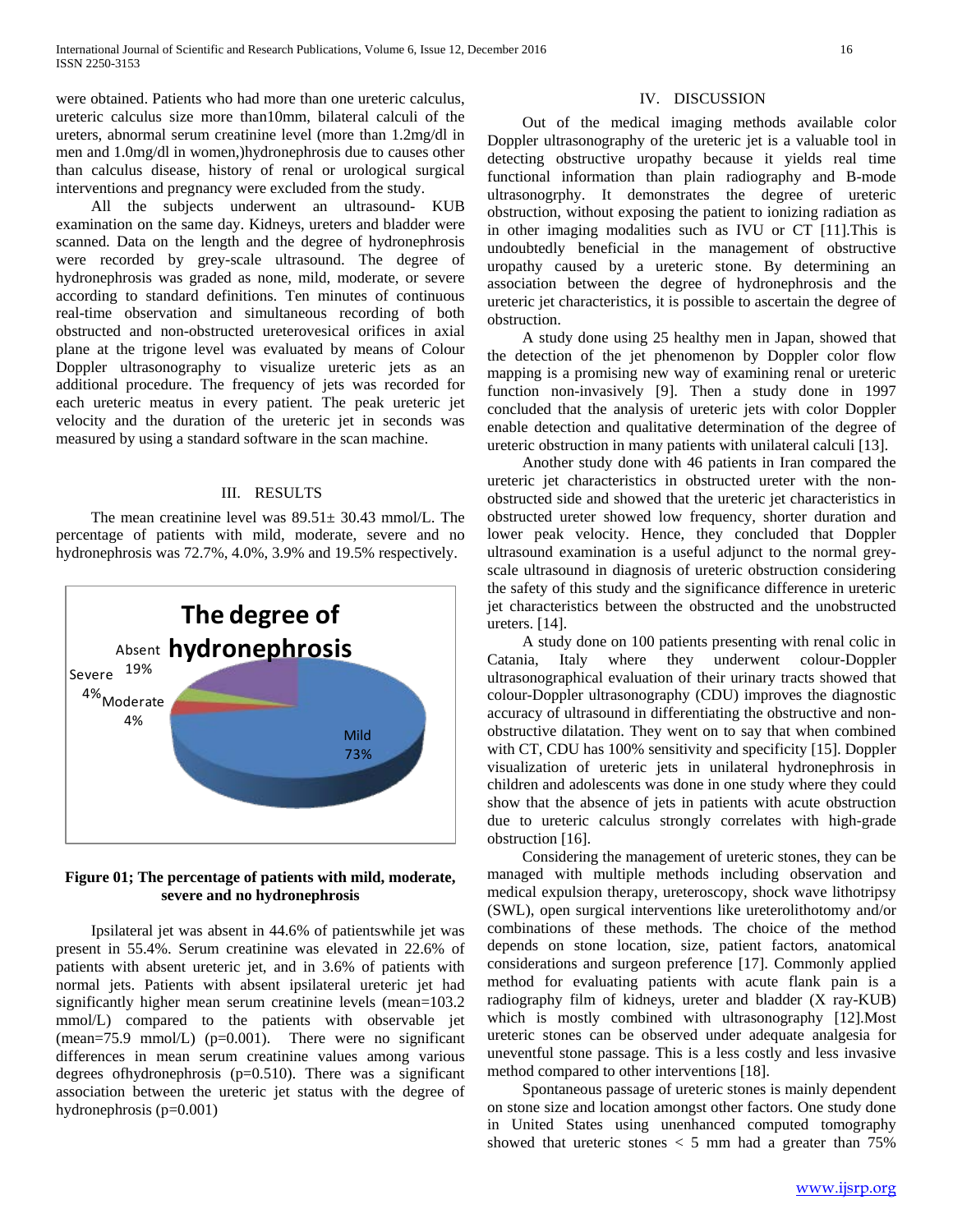were obtained. Patients who had more than one ureteric calculus, ureteric calculus size more than10mm, bilateral calculi of the ureters, abnormal serum creatinine level (more than 1.2mg/dl in men and 1.0mg/dl in women,)hydronephrosis due to causes other than calculus disease, history of renal or urological surgical interventions and pregnancy were excluded from the study.

All the subjects underwent an ultrasound- KUB examination on the same day. Kidneys, ureters and bladder were scanned. Data on the length and the degree of hydronephrosis were recorded by grey-scale ultrasound. The degree of hydronephrosis was graded as none, mild, moderate, or severe according to standard definitions. Ten minutes of continuous real-time observation and simultaneous recording of both obstructed and non-obstructed ureterovesical orifices in axial plane at the trigone level was evaluated by means of Colour Doppler ultrasonography to visualize ureteric jets as an additional procedure. The frequency of jets was recorded for each ureteric meatus in every patient. The peak ureteric jet velocity and the duration of the ureteric jet in seconds was measured by using a standard software in the scan machine.

## III. RESULTS

The mean creatinine level was 89.51± 30.43 mmol/L. The percentage of patients with mild, moderate, severe and no hydronephrosis was 72.7%, 4.0%, 3.9% and 19.5% respectively.

The degree of hydronephrosis

Absent 19%, Severe 4%, Moderate 4%, Mild 73%

**Figure 01; The percentage of patients with mild, moderate, severe and no hydronephrosis**

Ipsilateral jet was absent in 44.6% of patientswhile jet was present in 55.4%. Serum creatinine was elevated in 22.6% of patients with absent ureteric jet, and in 3.6% of patients with normal jets. Patients with absent ipsilateral ureteric jet had significantly higher mean serum creatinine levels (mean=103.2 mmol/L) compared to the patients with observable jet (mean=75.9 mmol/L) (p=0.001). There were no significant differences in mean serum creatinine values among various degrees ofhydronephrosis (p=0.510). There was a significant association between the ureteric jet status with the degree of hydronephrosis (p=0.001)

## IV. DISCUSSION

Out of the medical imaging methods available color Doppler ultrasonography of the ureteric jet is a valuable tool in detecting obstructive uropathy because it yields real time functional information than plain radiography and B-mode ultrasonogrphy. It demonstrates the degree of ureteric obstruction, without exposing the patient to ionizing radiation as in other imaging modalities such as IVU or CT [11].This is undoubtedly beneficial in the management of obstructive uropathy caused by a ureteric stone. By determining an association between the degree of hydronephrosis and the ureteric jet characteristics, it is possible to ascertain the degree of obstruction.

A study done using 25 healthy men in Japan, showed that the detection of the jet phenomenon by Doppler color flow mapping is a promising new way of examining renal or ureteric function non-invasively [9]. Then a study done in 1997 concluded that the analysis of ureteric jets with color Doppler enable detection and qualitative determination of the degree of ureteric obstruction in many patients with unilateral calculi [13].

Another study done with 46 patients in Iran compared the ureteric jet characteristics in obstructed ureter with the non-obstructed side and showed that the ureteric jet characteristics in obstructed ureter showed low frequency, shorter duration and lower peak velocity. Hence, they concluded that Doppler ultrasound examination is a useful adjunct to the normal grey-scale ultrasound in diagnosis of ureteric obstruction considering the safety of this study and the significance difference in ureteric jet characteristics between the obstructed and the unobstructed ureters. [14].

A study done on 100 patients presenting with renal colic in Catania, Italy where they underwent colour-Doppler ultrasonographical evaluation of their urinary tracts showed that colour-Doppler ultrasonography (CDU) improves the diagnostic accuracy of ultrasound in differentiating the obstructive and non-obstructive dilatation. They went on to say that when combined with CT, CDU has 100% sensitivity and specificity [15]. Doppler visualization of ureteric jets in unilateral hydronephrosis in children and adolescents was done in one study where they could show that the absence of jets in patients with acute obstruction due to ureteric calculus strongly correlates with high-grade obstruction [16].

Considering the management of ureteric stones, they can be managed with multiple methods including observation and medical expulsion therapy, ureteroscopy, shock wave lithotripsy (SWL), open surgical interventions like ureterolithotomy and/or combinations of these methods. The choice of the method depends on stone location, size, patient factors, anatomical considerations and surgeon preference [17]. Commonly applied method for evaluating patients with acute flank pain is a radiography film of kidneys, ureter and bladder (X ray-KUB) which is mostly combined with ultrasonography [12].Most ureteric stones can be observed under adequate analgesia for uneventful stone passage. This is a less costly and less invasive method compared to other interventions [18].

Spontaneous passage of ureteric stones is mainly dependent on stone size and location amongst other factors. One study done in United States using unenhanced computed tomography showed that ureteric stones < 5 mm had a greater than 75%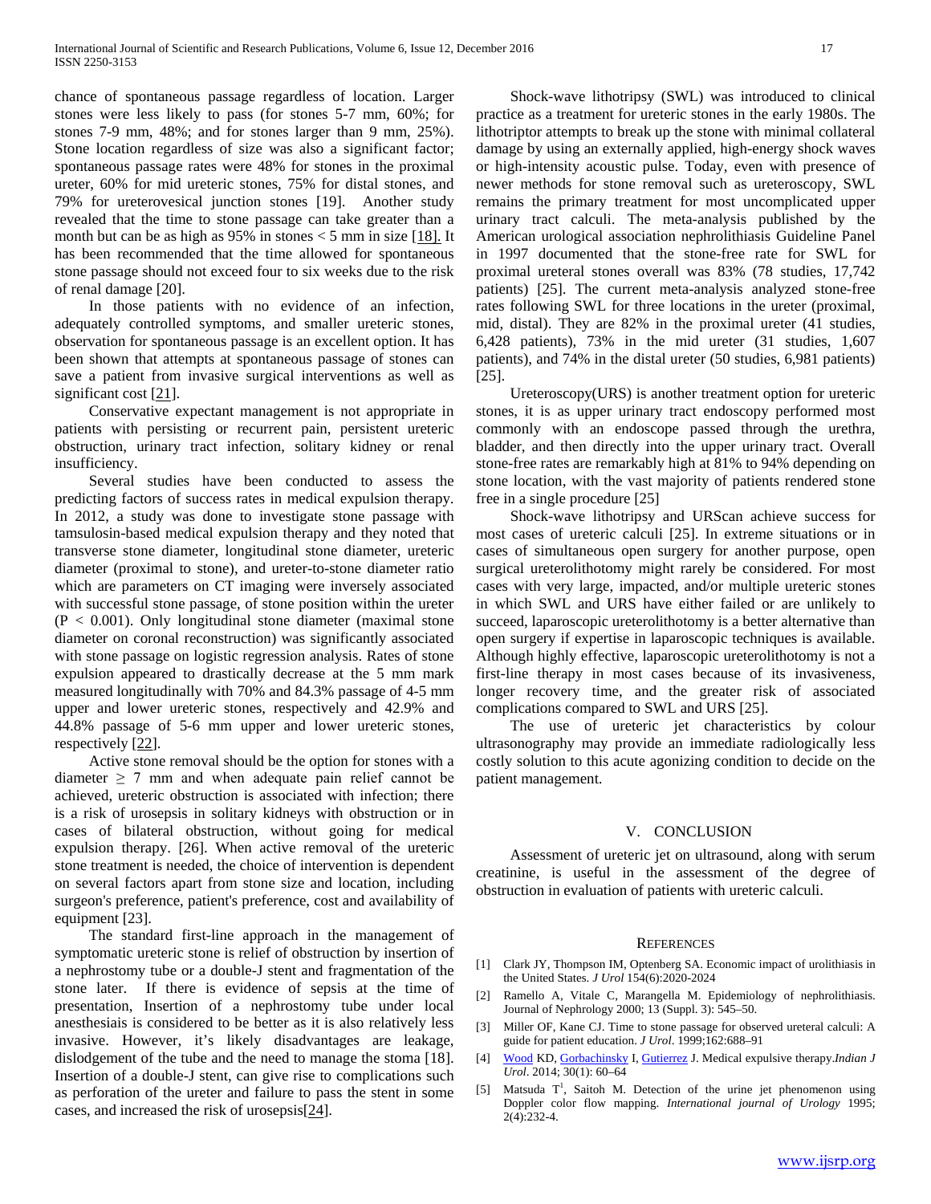chance of spontaneous passage regardless of location. Larger stones were less likely to pass (for stones 5-7 mm, 60%; for stones 7-9 mm, 48%; and for stones larger than 9 mm, 25%). Stone location regardless of size was also a significant factor; spontaneous passage rates were 48% for stones in the proximal ureter, 60% for mid ureteric stones, 75% for distal stones, and 79% for ureterovesical junction stones [19]. Another study revealed that the time to stone passage can take greater than a month but can be as high as 95% in stones < 5 mm in size [18]. It has been recommended that the time allowed for spontaneous stone passage should not exceed four to six weeks due to the risk of renal damage [20].

In those patients with no evidence of an infection, adequately controlled symptoms, and smaller ureteric stones, observation for spontaneous passage is an excellent option. It has been shown that attempts at spontaneous passage of stones can save a patient from invasive surgical interventions as well as significant cost [21].

Conservative expectant management is not appropriate in patients with persisting or recurrent pain, persistent ureteric obstruction, urinary tract infection, solitary kidney or renal insufficiency.

Several studies have been conducted to assess the predicting factors of success rates in medical expulsion therapy. In 2012, a study was done to investigate stone passage with tamsulosin-based medical expulsion therapy and they noted that transverse stone diameter, longitudinal stone diameter, ureteric diameter (proximal to stone), and ureter-to-stone diameter ratio which are parameters on CT imaging were inversely associated with successful stone passage, of stone position within the ureter ($P < 0.001$). Only longitudinal stone diameter (maximal stone diameter on coronal reconstruction) was significantly associated with stone passage on logistic regression analysis. Rates of stone expulsion appeared to drastically decrease at the 5 mm mark measured longitudinally with 70% and 84.3% passage of 4-5 mm upper and lower ureteric stones, respectively and 42.9% and 44.8% passage of 5-6 mm upper and lower ureteric stones, respectively [22].

Active stone removal should be the option for stones with a diameter ≥ 7 mm and when adequate pain relief cannot be achieved, ureteric obstruction is associated with infection; there is a risk of urosepsis in solitary kidneys with obstruction or in cases of bilateral obstruction, without going for medical expulsion therapy. [26]. When active removal of the ureteric stone treatment is needed, the choice of intervention is dependent on several factors apart from stone size and location, including surgeon's preference, patient's preference, cost and availability of equipment [23].

The standard first-line approach in the management of symptomatic ureteric stone is relief of obstruction by insertion of a nephrostomy tube or a double-J stent and fragmentation of the stone later. If there is evidence of sepsis at the time of presentation, Insertion of a nephrostomy tube under local anesthesiais is considered to be better as it is also relatively less invasive. However, it's likely disadvantages are leakage, dislodgement of the tube and the need to manage the stoma [18]. Insertion of a double-J stent, can give rise to complications such as perforation of the ureter and failure to pass the stent in some cases, and increased the risk of urosepsis[24].

Shock-wave lithotripsy (SWL) was introduced to clinical practice as a treatment for ureteric stones in the early 1980s. The lithotriptor attempts to break up the stone with minimal collateral damage by using an externally applied, high-energy shock waves or high-intensity acoustic pulse. Today, even with presence of newer methods for stone removal such as ureteroscopy, SWL remains the primary treatment for most uncomplicated upper urinary tract calculi. The meta-analysis published by the American urological association nephrolithiasis Guideline Panel in 1997 documented that the stone-free rate for SWL for proximal ureteral stones overall was 83% (78 studies, 17,742 patients) [25]. The current meta-analysis analyzed stone-free rates following SWL for three locations in the ureter (proximal, mid, distal). They are 82% in the proximal ureter (41 studies, 6,428 patients), 73% in the mid ureter (31 studies, 1,607 patients), and 74% in the distal ureter (50 studies, 6,981 patients) [25].

Ureteroscopy(URS) is another treatment option for ureteric stones, it is as upper urinary tract endoscopy performed most commonly with an endoscope passed through the urethra, bladder, and then directly into the upper urinary tract. Overall stone-free rates are remarkably high at 81% to 94% depending on stone location, with the vast majority of patients rendered stone free in a single procedure [25]

Shock-wave lithotripsy and URScan achieve success for most cases of ureteric calculi [25]. In extreme situations or in cases of simultaneous open surgery for another purpose, open surgical ureterolithotomy might rarely be considered. For most cases with very large, impacted, and/or multiple ureteric stones in which SWL and URS have either failed or are unlikely to succeed, laparoscopic ureterolithotomy is a better alternative than open surgery if expertise in laparoscopic techniques is available. Although highly effective, laparoscopic ureterolithotomy is not a first-line therapy in most cases because of its invasiveness, longer recovery time, and the greater risk of associated complications compared to SWL and URS [25].

The use of ureteric jet characteristics by colour ultrasonography may provide an immediate radiologically less costly solution to this acute agonizing condition to decide on the patient management.

## V. CONCLUSION

Assessment of ureteric jet on ultrasound, along with serum creatinine, is useful in the assessment of the degree of obstruction in evaluation of patients with ureteric calculi.

## REFERENCES

[1] Clark JY, Thompson IM, Optenberg SA. Economic impact of urolithiasis in the United States. *J Urol* 154(6):2020-2024

[2] Ramello A, Vitale C, Marangella M. Epidemiology of nephrolithiasis. Journal of Nephrology 2000; 13 (Suppl. 3): 545–50.

[3] Miller OF, Kane CJ. Time to stone passage for observed ureteral calculi: A guide for patient education. *J Urol*. 1999;162:688–91

[4] Wood KD, Gorbachinsky I, Gutierrez J. Medical expulsive therapy.*Indian J Urol*. 2014; 30(1): 60–64

[5] Matsuda T[1], Saitoh M. Detection of the urine jet phenomenon using Doppler color flow mapping. *International journal of Urology* 1995; 2(4):232-4.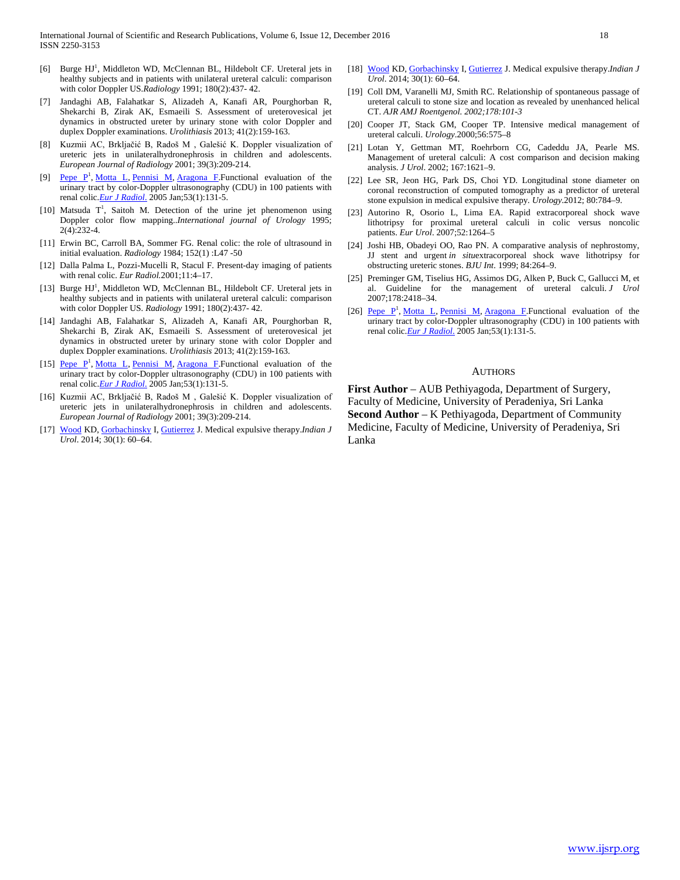[6] Burge HJ[1], Middleton WD, McClennan BL, Hildebolt CF. Ureteral jets in healthy subjects and in patients with unilateral ureteral calculi: comparison with color Doppler US.*Radiology* 1991; 180(2):437- 42.

[7] Jandaghi AB, Falahatkar S, Alizadeh A, Kanafi AR, Pourghorban R, Shekarchi B, Zirak AK, Esmaeili S. Assessment of ureterovesical jet dynamics in obstructed ureter by urinary stone with color Doppler and duplex Doppler examinations. *Urolithiasis* 2013; 41(2):159-163.

[8] Kuzmii AC, Brkljačić B, Radoš M , Galešić K. Doppler visualization of ureteric jets in unilateralhydronephrosis in children and adolescents. *European Journal of Radiology* 2001; 39(3):209-214.

[9] Pepe P[1], Motta L, Pennisi M, Aragona F.Functional evaluation of the urinary tract by color-Doppler ultrasonography (CDU) in 100 patients with renal colic.*Eur J Radiol.* 2005 Jan;53(1):131-5.

[10] Matsuda T[1], Saitoh M. Detection of the urine jet phenomenon using Doppler color flow mapping..*International journal of Urology* 1995; 2(4):232-4.

[11] Erwin BC, Carroll BA, Sommer FG. Renal colic: the role of ultrasound in initial evaluation. *Radiology* 1984; 152(1) :L47 -50

[12] Dalla Palma L, Pozzi-Mucelli R, Stacul F. Present-day imaging of patients with renal colic. *Eur Radiol.*2001;11:4–17.

[13] Burge HJ[1], Middleton WD, McClennan BL, Hildebolt CF. Ureteral jets in healthy subjects and in patients with unilateral ureteral calculi: comparison with color Doppler US. *Radiology* 1991; 180(2):437- 42.

[14] Jandaghi AB, Falahatkar S, Alizadeh A, Kanafi AR, Pourghorban R, Shekarchi B, Zirak AK, Esmaeili S. Assessment of ureterovesical jet dynamics in obstructed ureter by urinary stone with color Doppler and duplex Doppler examinations. *Urolithiasis* 2013; 41(2):159-163.

[15] Pepe P[1], Motta L, Pennisi M, Aragona F.Functional evaluation of the urinary tract by color-Doppler ultrasonography (CDU) in 100 patients with renal colic.*Eur J Radiol.* 2005 Jan;53(1):131-5.

[16] Kuzmii AC, Brkljačić B, Radoš M , Galešić K. Doppler visualization of ureteric jets in unilateralhydronephrosis in children and adolescents. *European Journal of Radiology* 2001; 39(3):209-214.

[17] Wood KD, Gorbachinsky I, Gutierrez J. Medical expulsive therapy.*Indian J Urol*. 2014; 30(1): 60–64.

[18] Wood KD, Gorbachinsky I, Gutierrez J. Medical expulsive therapy.*Indian J Urol*. 2014; 30(1): 60–64.

[19] Coll DM, Varanelli MJ, Smith RC. Relationship of spontaneous passage of ureteral calculi to stone size and location as revealed by unenhanced helical CT. *AJR AMJ Roentgenol. 2002;178:101-3*

[20] Cooper JT, Stack GM, Cooper TP. Intensive medical management of ureteral calculi. *Urology*.2000;56:575–8

[21] Lotan Y, Gettman MT, Roehrborn CG, Cadeddu JA, Pearle MS. Management of ureteral calculi: A cost comparison and decision making analysis. *J Urol*. 2002; 167:1621–9.

[22] Lee SR, Jeon HG, Park DS, Choi YD. Longitudinal stone diameter on coronal reconstruction of computed tomography as a predictor of ureteral stone expulsion in medical expulsive therapy. *Urology*.2012; 80:784–9.

[23] Autorino R, Osorio L, Lima EA. Rapid extracorporeal shock wave lithotripsy for proximal ureteral calculi in colic versus noncolic patients. *Eur Urol*. 2007;52:1264–5

[24] Joshi HB, Obadeyi OO, Rao PN. A comparative analysis of nephrostomy, JJ stent and urgent *in situ*extracorporeal shock wave lithotripsy for obstructing ureteric stones. *BJU Int*. 1999; 84:264–9.

[25] Preminger GM, Tiselius HG, Assimos DG, Alken P, Buck C, Gallucci M, et al. Guideline for the management of ureteral calculi. *J Urol* 2007;178:2418–34.

[26] Pepe P[1], Motta L, Pennisi M, Aragona F.Functional evaluation of the urinary tract by color-Doppler ultrasonography (CDU) in 100 patients with renal colic.*Eur J Radiol.* 2005 Jan;53(1):131-5.

## Authors

**First Author** – AUB Pethiyagoda, Department of Surgery, Faculty of Medicine, University of Peradeniya, Sri Lanka
**Second Author** – K Pethiyagoda, Department of Community Medicine, Faculty of Medicine, University of Peradeniya, Sri Lanka